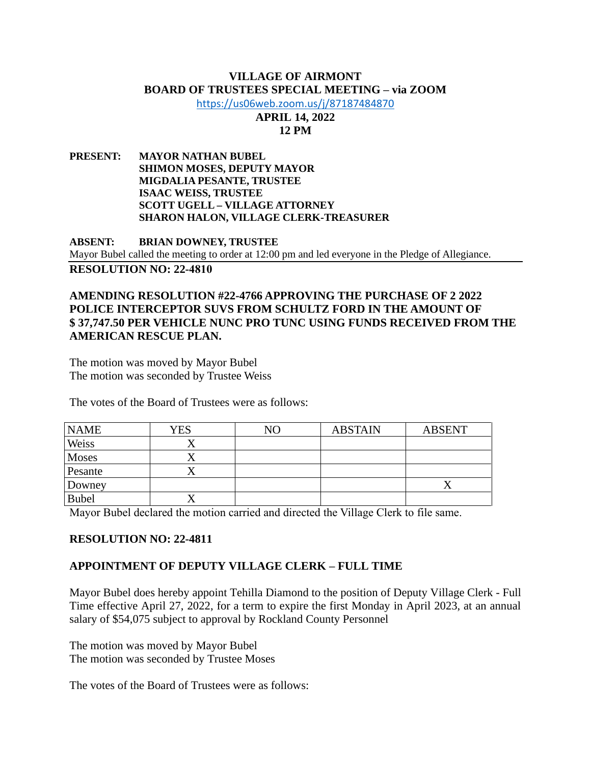# VILLAGE OF AIRMONT
## BOARD OF TRUSTEES SPECIAL MEETING – via ZOOM

https://us06web.zoom.us/j/87187484870

**APRIL 14, 2022**

**12 PM**

**PRESENT:** **MAYOR NATHAN BUBEL**
**SHIMON MOSES, DEPUTY MAYOR**
**MIGDALIA PESANTE, TRUSTEE**
**ISAAC WEISS, TRUSTEE**
**SCOTT UGELL – VILLAGE ATTORNEY**
**SHARON HALON, VILLAGE CLERK-TREASURER**

**ABSENT:** **BRIAN DOWNEY, TRUSTEE**

Mayor Bubel called the meeting to order at 12:00 pm and led everyone in the Pledge of Allegiance.

**RESOLUTION NO: 22-4810**

**AMENDING RESOLUTION #22-4766 APPROVING THE PURCHASE OF 2 2022 POLICE INTERCEPTOR SUVS FROM SCHULTZ FORD IN THE AMOUNT OF $ 37,747.50 PER VEHICLE NUNC PRO TUNC USING FUNDS RECEIVED FROM THE AMERICAN RESCUE PLAN.**

The motion was moved by Mayor Bubel
The motion was seconded by Trustee Weiss

The votes of the Board of Trustees were as follows:

| NAME | YES | NO | ABSTAIN | ABSENT |
|---|---|---|---|---|
| Weiss | X | | | |
| Moses | X | | | |
| Pesante | X | | | |
| Downey | | | | X |
| Bubel | X | | | |

Mayor Bubel declared the motion carried and directed the Village Clerk to file same.

**RESOLUTION NO: 22-4811**

**APPOINTMENT OF DEPUTY VILLAGE CLERK – FULL TIME**

Mayor Bubel does hereby appoint Tehilla Diamond to the position of Deputy Village Clerk - Full Time effective April 27, 2022, for a term to expire the first Monday in April 2023, at an annual salary of $54,075 subject to approval by Rockland County Personnel

The motion was moved by Mayor Bubel
The motion was seconded by Trustee Moses

The votes of the Board of Trustees were as follows: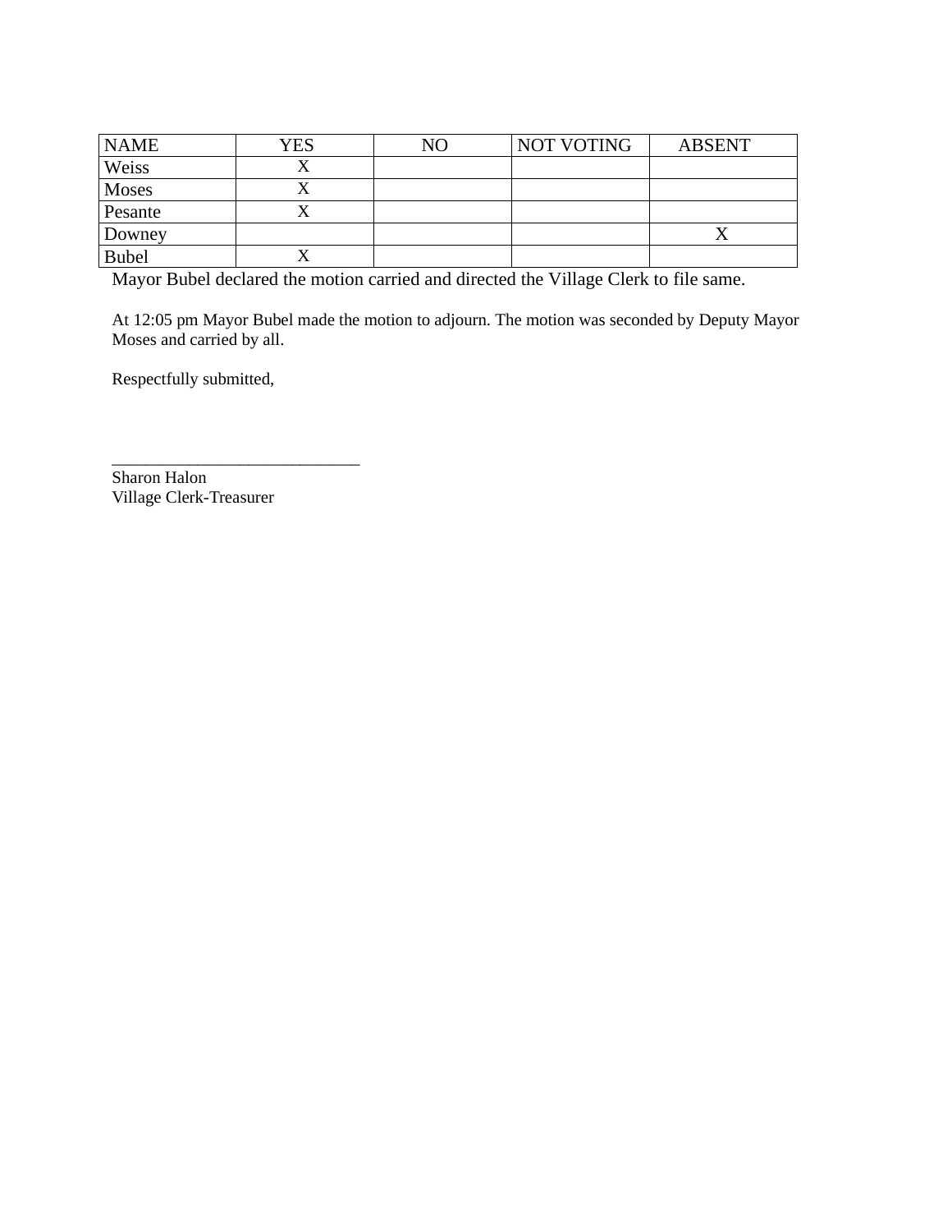| NAME | YES | NO | NOT VOTING | ABSENT |
|---|---|---|---|---|
| Weiss | X | | | |
| Moses | X | | | |
| Pesante | X | | | |
| Downey | | | | X |
| Bubel | X | | | |

Mayor Bubel declared the motion carried and directed the Village Clerk to file same.

At 12:05 pm Mayor Bubel made the motion to adjourn. The motion was seconded by Deputy Mayor Moses and carried by all.

Respectfully submitted,

_____________________________

Sharon Halon
Village Clerk-Treasurer